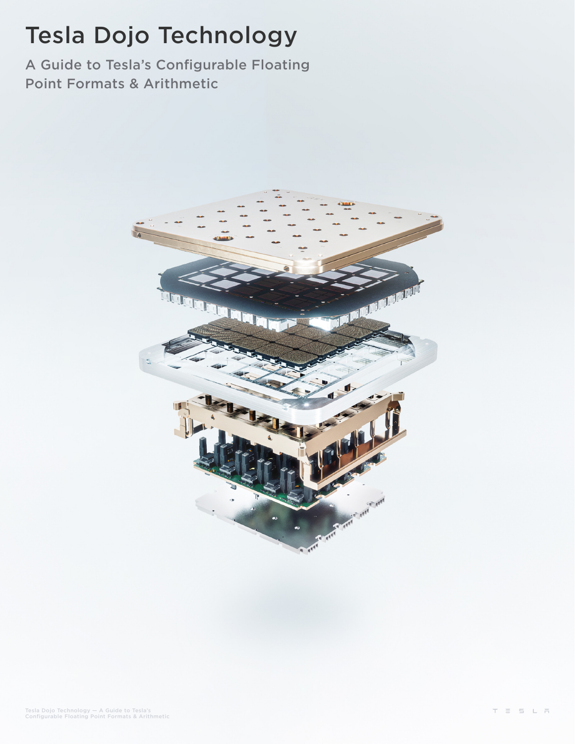# Tesla Dojo Technology

## A Guide to Tesla's Configurable Floating Point Formats & Arithmetic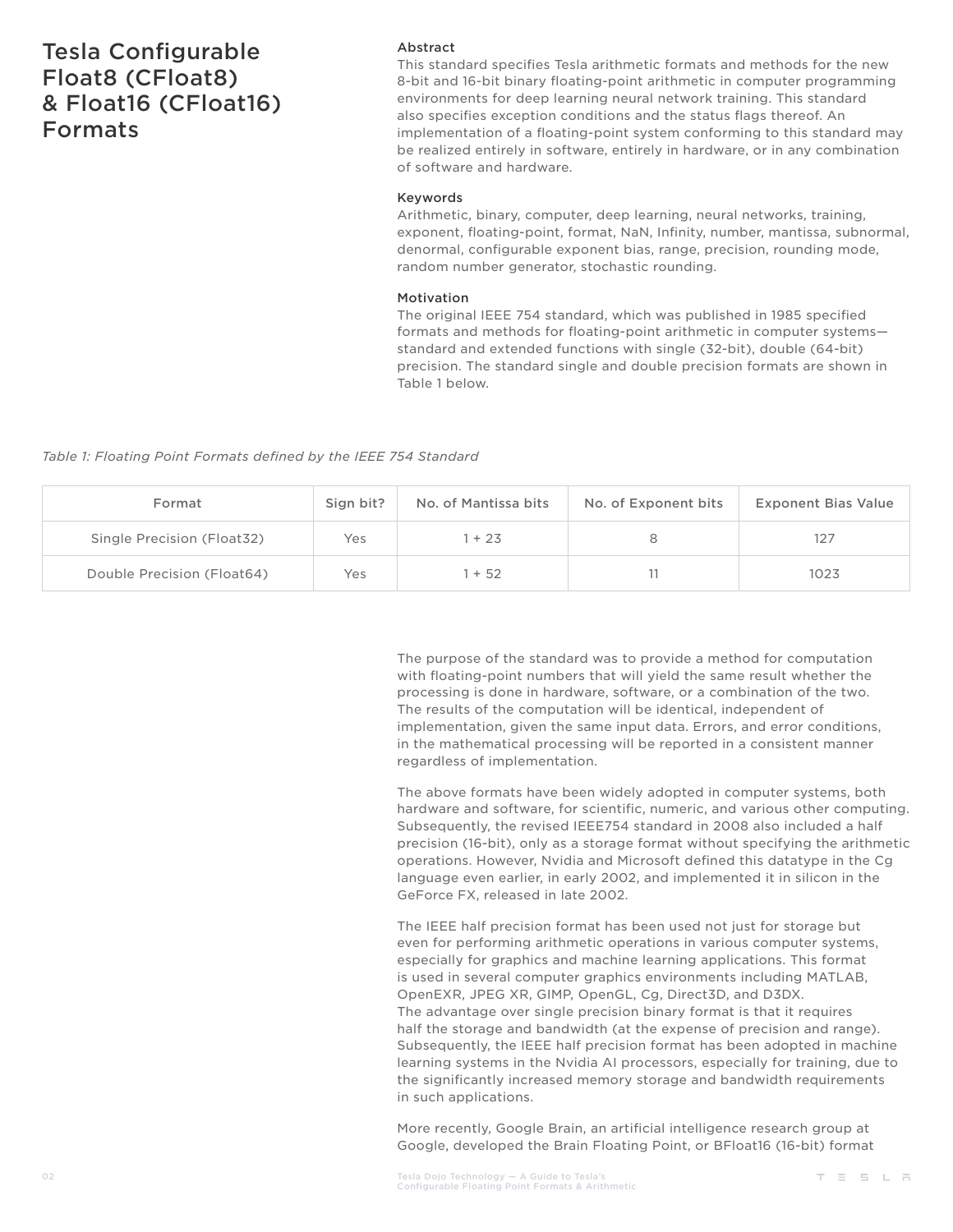# Tesla Configurable Float8 (CFloat8) & Float16 (CFloat16) Formats

### Abstract

This standard specifies Tesla arithmetic formats and methods for the new 8-bit and 16-bit binary floating-point arithmetic in computer programming environments for deep learning neural network training. This standard also specifies exception conditions and the status flags thereof. An implementation of a floating-point system conforming to this standard may be realized entirely in software, entirely in hardware, or in any combination of software and hardware.

### Keywords

Arithmetic, binary, computer, deep learning, neural networks, training, exponent, floating-point, format, NaN, Infinity, number, mantissa, subnormal, denormal, configurable exponent bias, range, precision, rounding mode, random number generator, stochastic rounding.

### Motivation

The original IEEE 754 standard, which was published in 1985 specified formats and methods for floating-point arithmetic in computer systems—standard and extended functions with single (32-bit), double (64-bit) precision. The standard single and double precision formats are shown in Table 1 below.

*Table 1: Floating Point Formats defined by the IEEE 754 Standard*

| Format | Sign bit? | No. of Mantissa bits | No. of Exponent bits | Exponent Bias Value |
|---|---|---|---|---|
| Single Precision (Float32) | Yes | 1 + 23 | 8 | 127 |
| Double Precision (Float64) | Yes | 1 + 52 | 11 | 1023 |

The purpose of the standard was to provide a method for computation with floating-point numbers that will yield the same result whether the processing is done in hardware, software, or a combination of the two. The results of the computation will be identical, independent of implementation, given the same input data. Errors, and error conditions, in the mathematical processing will be reported in a consistent manner regardless of implementation.

The above formats have been widely adopted in computer systems, both hardware and software, for scientific, numeric, and various other computing. Subsequently, the revised IEEE754 standard in 2008 also included a half precision (16-bit), only as a storage format without specifying the arithmetic operations. However, Nvidia and Microsoft defined this datatype in the Cg language even earlier, in early 2002, and implemented it in silicon in the GeForce FX, released in late 2002.

The IEEE half precision format has been used not just for storage but even for performing arithmetic operations in various computer systems, especially for graphics and machine learning applications. This format is used in several computer graphics environments including MATLAB, OpenEXR, JPEG XR, GIMP, OpenGL, Cg, Direct3D, and D3DX. The advantage over single precision binary format is that it requires half the storage and bandwidth (at the expense of precision and range). Subsequently, the IEEE half precision format has been adopted in machine learning systems in the Nvidia AI processors, especially for training, due to the significantly increased memory storage and bandwidth requirements in such applications.

More recently, Google Brain, an artificial intelligence research group at Google, developed the Brain Floating Point, or BFloat16 (16-bit) format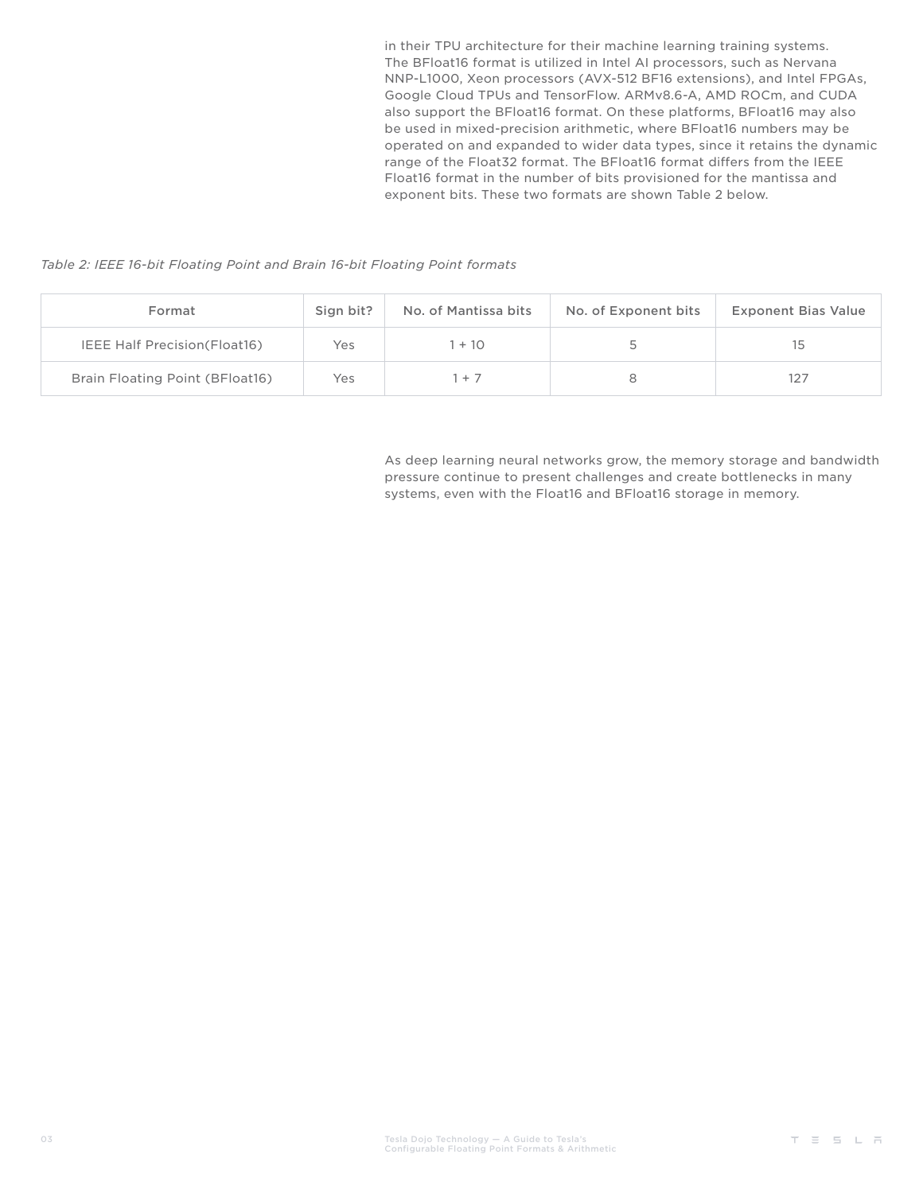in their TPU architecture for their machine learning training systems. The BFloat16 format is utilized in Intel AI processors, such as Nervana NNP-L1000, Xeon processors (AVX-512 BF16 extensions), and Intel FPGAs, Google Cloud TPUs and TensorFlow. ARMv8.6-A, AMD ROCm, and CUDA also support the BFloat16 format. On these platforms, BFloat16 may also be used in mixed-precision arithmetic, where BFloat16 numbers may be operated on and expanded to wider data types, since it retains the dynamic range of the Float32 format. The BFloat16 format differs from the IEEE Float16 format in the number of bits provisioned for the mantissa and exponent bits. These two formats are shown Table 2 below.

*Table 2: IEEE 16-bit Floating Point and Brain 16-bit Floating Point formats*

| Format | Sign bit? | No. of Mantissa bits | No. of Exponent bits | Exponent Bias Value |
|---|---|---|---|---|
| IEEE Half Precision(Float16) | Yes | 1 + 10 | 5 | 15 |
| Brain Floating Point (BFloat16) | Yes | 1 + 7 | 8 | 127 |

As deep learning neural networks grow, the memory storage and bandwidth pressure continue to present challenges and create bottlenecks in many systems, even with the Float16 and BFloat16 storage in memory.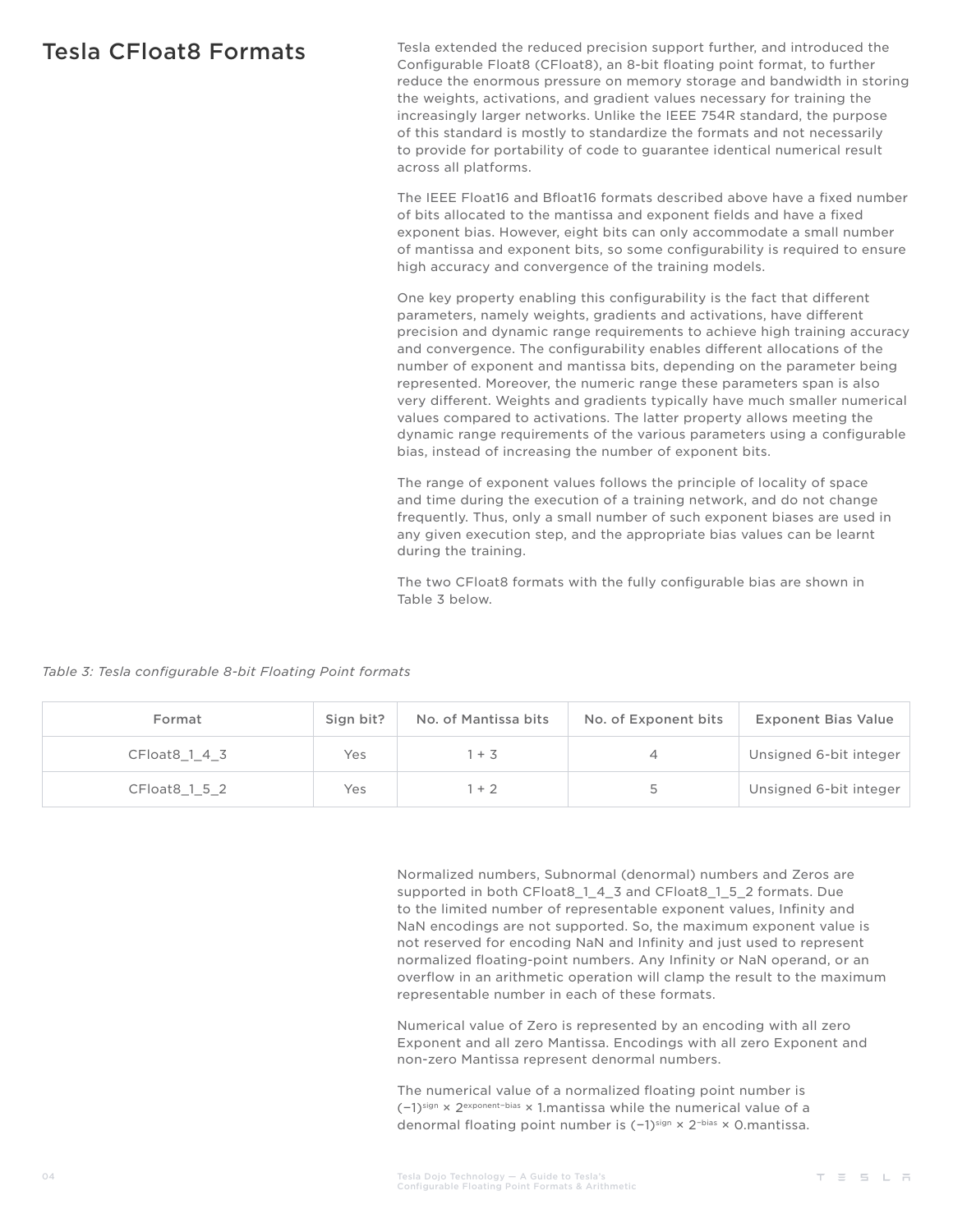## Tesla CFloat8 Formats

Tesla extended the reduced precision support further, and introduced the Configurable Float8 (CFloat8), an 8-bit floating point format, to further reduce the enormous pressure on memory storage and bandwidth in storing the weights, activations, and gradient values necessary for training the increasingly larger networks. Unlike the IEEE 754R standard, the purpose of this standard is mostly to standardize the formats and not necessarily to provide for portability of code to guarantee identical numerical result across all platforms.

The IEEE Float16 and Bfloat16 formats described above have a fixed number of bits allocated to the mantissa and exponent fields and have a fixed exponent bias. However, eight bits can only accommodate a small number of mantissa and exponent bits, so some configurability is required to ensure high accuracy and convergence of the training models.

One key property enabling this configurability is the fact that different parameters, namely weights, gradients and activations, have different precision and dynamic range requirements to achieve high training accuracy and convergence. The configurability enables different allocations of the number of exponent and mantissa bits, depending on the parameter being represented. Moreover, the numeric range these parameters span is also very different. Weights and gradients typically have much smaller numerical values compared to activations. The latter property allows meeting the dynamic range requirements of the various parameters using a configurable bias, instead of increasing the number of exponent bits.

The range of exponent values follows the principle of locality of space and time during the execution of a training network, and do not change frequently. Thus, only a small number of such exponent biases are used in any given execution step, and the appropriate bias values can be learnt during the training.

The two CFloat8 formats with the fully configurable bias are shown in Table 3 below.

*Table 3: Tesla configurable 8-bit Floating Point formats*

| Format | Sign bit? | No. of Mantissa bits | No. of Exponent bits | Exponent Bias Value |
|---|---|---|---|---|
| CFloat8_1_4_3 | Yes | 1 + 3 | 4 | Unsigned 6-bit integer |
| CFloat8_1_5_2 | Yes | 1 + 2 | 5 | Unsigned 6-bit integer |

Normalized numbers, Subnormal (denormal) numbers and Zeros are supported in both CFloat8_1_4_3 and CFloat8_1_5_2 formats. Due to the limited number of representable exponent values, Infinity and NaN encodings are not supported. So, the maximum exponent value is not reserved for encoding NaN and Infinity and just used to represent normalized floating-point numbers. Any Infinity or NaN operand, or an overflow in an arithmetic operation will clamp the result to the maximum representable number in each of these formats.

Numerical value of Zero is represented by an encoding with all zero Exponent and all zero Mantissa. Encodings with all zero Exponent and non-zero Mantissa represent denormal numbers.

The numerical value of a normalized floating point number is $(-1)^{sign} \times 2^{exponent-bias} \times 1.mantissa$ while the numerical value of a denormal floating point number is $(-1)^{sign} \times 2^{-bias} \times 0.mantissa$.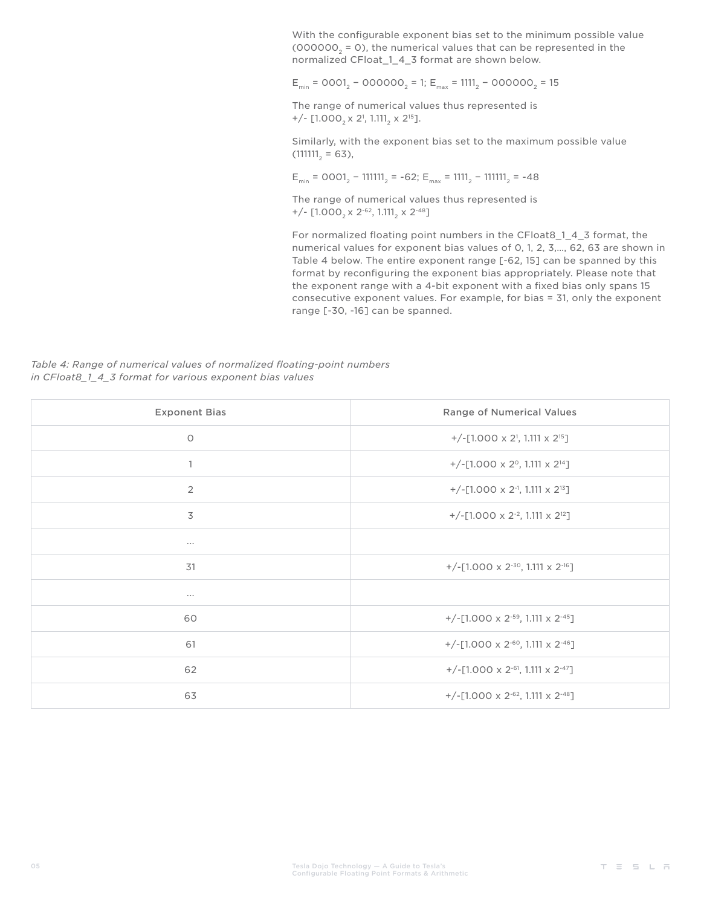With the configurable exponent bias set to the minimum possible value ($000000_2 = 0$), the numerical values that can be represented in the normalized CFloat_1_4_3 format are shown below.

$E_{min} = 0001_2 - 000000_2 = 1$; $E_{max} = 1111_2 - 000000_2 = 15$

The range of numerical values thus represented is $+/- [1.000_2 \times 2^1, 1.111_2 \times 2^{15}]$.

Similarly, with the exponent bias set to the maximum possible value ($111111_2 = 63$),

$E_{min} = 0001_2 - 111111_2 = -62$; $E_{max} = 1111_2 - 111111_2 = -48$

The range of numerical values thus represented is $+/- [1.000_2 \times 2^{-62}, 1.111_2 \times 2^{-48}]$

For normalized floating point numbers in the CFloat8_1_4_3 format, the numerical values for exponent bias values of 0, 1, 2, 3,..., 62, 63 are shown in Table 4 below. The entire exponent range [-62, 15] can be spanned by this format by reconfiguring the exponent bias appropriately. Please note that the exponent range with a 4-bit exponent with a fixed bias only spans 15 consecutive exponent values. For example, for bias = 31, only the exponent range [-30, -16] can be spanned.

*Table 4: Range of numerical values of normalized floating-point numbers in CFloat8_1_4_3 format for various exponent bias values*

| Exponent Bias | Range of Numerical Values |
|---|---|
| 0 | $+/-[1.000 \times 2^{1}, 1.111 \times 2^{15}]$ |
| 1 | $+/-[1.000 \times 2^{0}, 1.111 \times 2^{14}]$ |
| 2 | $+/-[1.000 \times 2^{-1}, 1.111 \times 2^{13}]$ |
| 3 | $+/-[1.000 \times 2^{-2}, 1.111 \times 2^{12}]$ |
| ... | |
| 31 | $+/-[1.000 \times 2^{-30}, 1.111 \times 2^{-16}]$ |
| ... | |
| 60 | $+/-[1.000 \times 2^{-59}, 1.111 \times 2^{-45}]$ |
| 61 | $+/-[1.000 \times 2^{-60}, 1.111 \times 2^{-46}]$ |
| 62 | $+/-[1.000 \times 2^{-61}, 1.111 \times 2^{-47}]$ |
| 63 | $+/-[1.000 \times 2^{-62}, 1.111 \times 2^{-48}]$ |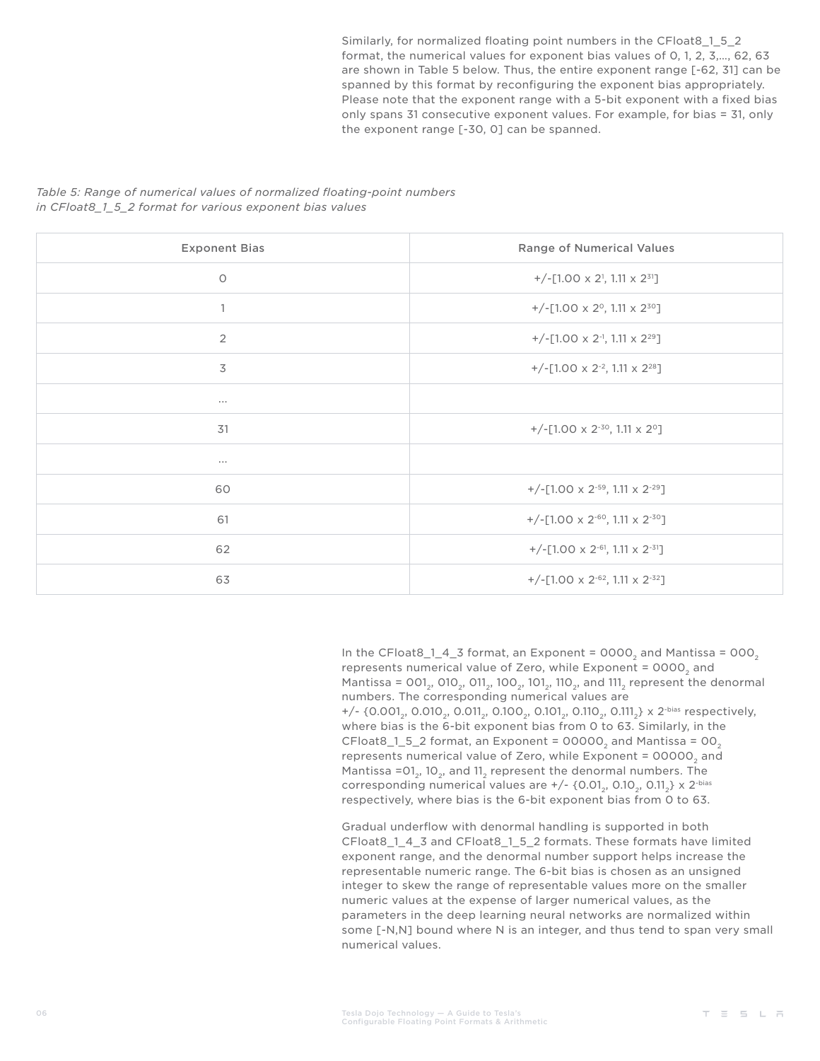Similarly, for normalized floating point numbers in the CFloat8_1_5_2 format, the numerical values for exponent bias values of 0, 1, 2, 3,..., 62, 63 are shown in Table 5 below. Thus, the entire exponent range [-62, 31] can be spanned by this format by reconfiguring the exponent bias appropriately. Please note that the exponent range with a 5-bit exponent with a fixed bias only spans 31 consecutive exponent values. For example, for bias = 31, only the exponent range [-30, 0] can be spanned.

*Table 5: Range of numerical values of normalized floating-point numbers in CFloat8_1_5_2 format for various exponent bias values*

| Exponent Bias | Range of Numerical Values |
|---|---|
| 0 | +/-[$1.00 \times 2^{1}$, $1.11 \times 2^{31}$] |
| 1 | +/-[$1.00 \times 2^{0}$, $1.11 \times 2^{30}$] |
| 2 | +/-[$1.00 \times 2^{-1}$, $1.11 \times 2^{29}$] |
| 3 | +/-[$1.00 \times 2^{-2}$, $1.11 \times 2^{28}$] |
| ... | |
| 31 | +/-[$1.00 \times 2^{-30}$, $1.11 \times 2^{0}$] |
| ... | |
| 60 | +/-[$1.00 \times 2^{-59}$, $1.11 \times 2^{-29}$] |
| 61 | +/-[$1.00 \times 2^{-60}$, $1.11 \times 2^{-30}$] |
| 62 | +/-[$1.00 \times 2^{-61}$, $1.11 \times 2^{-31}$] |
| 63 | +/-[$1.00 \times 2^{-62}$, $1.11 \times 2^{-32}$] |

In the CFloat8_1_4_3 format, an Exponent = $0000_2$ and Mantissa = $000_2$ represents numerical value of Zero, while Exponent = $0000_2$ and Mantissa = $001_2$, $010_2$, $011_2$, $100_2$, $101_2$, $110_2$, and $111_2$ represent the denormal numbers. The corresponding numerical values are +/- {$0.001_2$, $0.010_2$, $0.011_2$, $0.100_2$, $0.101_2$, $0.110_2$, $0.111_2$} x $2^{-bias}$ respectively, where bias is the 6-bit exponent bias from 0 to 63. Similarly, in the CFloat8_1_5_2 format, an Exponent = $00000_2$ and Mantissa = $00_2$ represents numerical value of Zero, while Exponent = $00000_2$ and Mantissa =$01_2$, $10_2$, and $11_2$ represent the denormal numbers. The corresponding numerical values are +/- {$0.01_2$, $0.10_2$, $0.11_2$} x $2^{-bias}$ respectively, where bias is the 6-bit exponent bias from 0 to 63.

Gradual underflow with denormal handling is supported in both CFloat8_1_4_3 and CFloat8_1_5_2 formats. These formats have limited exponent range, and the denormal number support helps increase the representable numeric range. The 6-bit bias is chosen as an unsigned integer to skew the range of representable values more on the smaller numeric values at the expense of larger numerical values, as the parameters in the deep learning neural networks are normalized within some [-N,N] bound where N is an integer, and thus tend to span very small numerical values.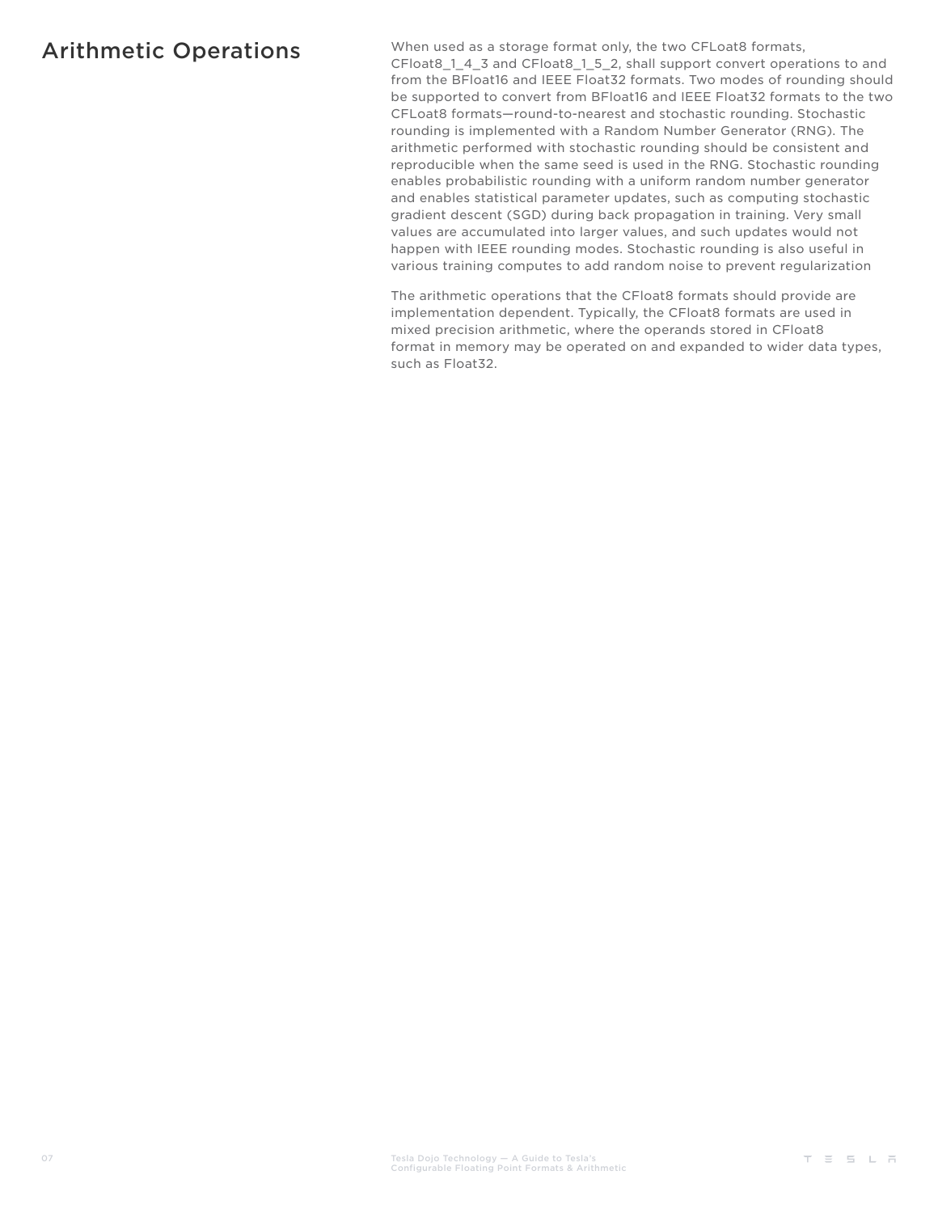## Arithmetic Operations

When used as a storage format only, the two CFLoat8 formats, CFloat8_1_4_3 and CFloat8_1_5_2, shall support convert operations to and from the BFloat16 and IEEE Float32 formats. Two modes of rounding should be supported to convert from BFloat16 and IEEE Float32 formats to the two CFLoat8 formats—round-to-nearest and stochastic rounding. Stochastic rounding is implemented with a Random Number Generator (RNG). The arithmetic performed with stochastic rounding should be consistent and reproducible when the same seed is used in the RNG. Stochastic rounding enables probabilistic rounding with a uniform random number generator and enables statistical parameter updates, such as computing stochastic gradient descent (SGD) during back propagation in training. Very small values are accumulated into larger values, and such updates would not happen with IEEE rounding modes. Stochastic rounding is also useful in various training computes to add random noise to prevent regularization

The arithmetic operations that the CFloat8 formats should provide are implementation dependent. Typically, the CFloat8 formats are used in mixed precision arithmetic, where the operands stored in CFloat8 format in memory may be operated on and expanded to wider data types, such as Float32.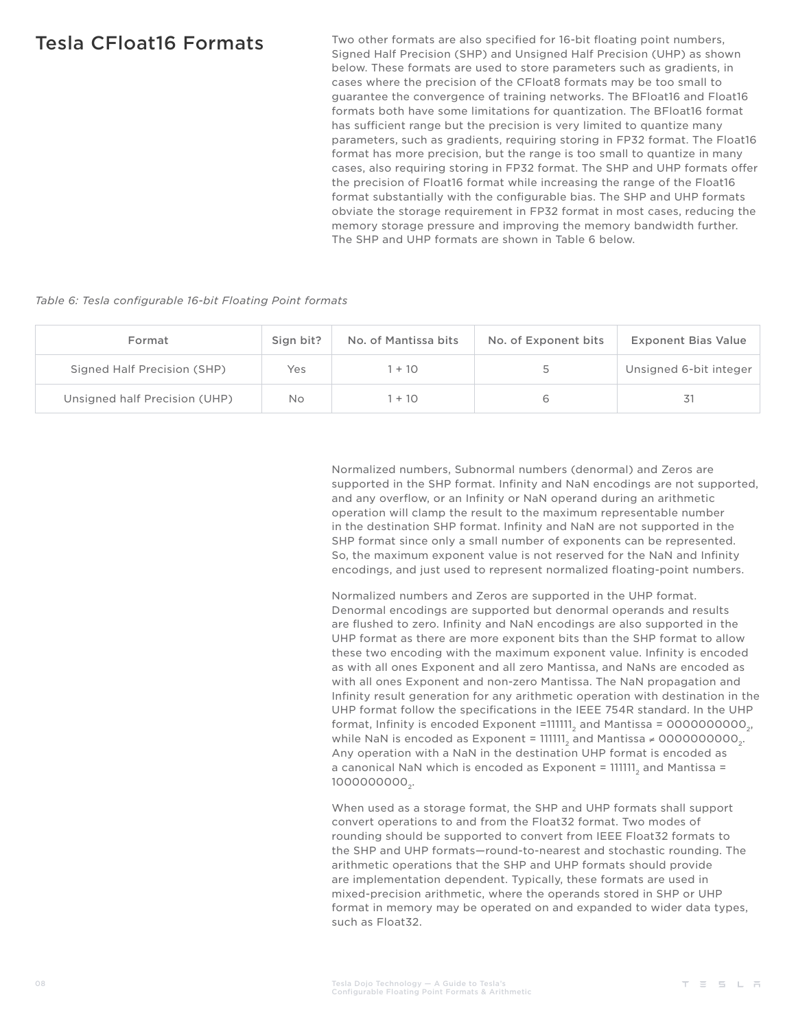## Tesla CFloat16 Formats

Two other formats are also specified for 16-bit floating point numbers, Signed Half Precision (SHP) and Unsigned Half Precision (UHP) as shown below. These formats are used to store parameters such as gradients, in cases where the precision of the CFloat8 formats may be too small to guarantee the convergence of training networks. The BFloat16 and Float16 formats both have some limitations for quantization. The BFloat16 format has sufficient range but the precision is very limited to quantize many parameters, such as gradients, requiring storing in FP32 format. The Float16 format has more precision, but the range is too small to quantize in many cases, also requiring storing in FP32 format. The SHP and UHP formats offer the precision of Float16 format while increasing the range of the Float16 format substantially with the configurable bias. The SHP and UHP formats obviate the storage requirement in FP32 format in most cases, reducing the memory storage pressure and improving the memory bandwidth further. The SHP and UHP formats are shown in Table 6 below.

*Table 6: Tesla configurable 16-bit Floating Point formats*

| Format | Sign bit? | No. of Mantissa bits | No. of Exponent bits | Exponent Bias Value |
|---|---|---|---|---|
| Signed Half Precision (SHP) | Yes | 1 + 10 | 5 | Unsigned 6-bit integer |
| Unsigned half Precision (UHP) | No | 1 + 10 | 6 | 31 |

Normalized numbers, Subnormal numbers (denormal) and Zeros are supported in the SHP format. Infinity and NaN encodings are not supported, and any overflow, or an Infinity or NaN operand during an arithmetic operation will clamp the result to the maximum representable number in the destination SHP format. Infinity and NaN are not supported in the SHP format since only a small number of exponents can be represented. So, the maximum exponent value is not reserved for the NaN and Infinity encodings, and just used to represent normalized floating-point numbers.

Normalized numbers and Zeros are supported in the UHP format. Denormal encodings are supported but denormal operands and results are flushed to zero. Infinity and NaN encodings are also supported in the UHP format as there are more exponent bits than the SHP format to allow these two encoding with the maximum exponent value. Infinity is encoded as with all ones Exponent and all zero Mantissa, and NaNs are encoded as with all ones Exponent and non-zero Mantissa. The NaN propagation and Infinity result generation for any arithmetic operation with destination in the UHP format follow the specifications in the IEEE 754R standard. In the UHP format, Infinity is encoded Exponent $= 111111_2$ and Mantissa $= 0000000000_2$, while NaN is encoded as Exponent $= 111111_2$ and Mantissa $\neq 0000000000_2$. Any operation with a NaN in the destination UHP format is encoded as a canonical NaN which is encoded as Exponent $= 111111_2$ and Mantissa $= 1000000000_2$.

When used as a storage format, the SHP and UHP formats shall support convert operations to and from the Float32 format. Two modes of rounding should be supported to convert from IEEE Float32 formats to the SHP and UHP formats—round-to-nearest and stochastic rounding. The arithmetic operations that the SHP and UHP formats should provide are implementation dependent. Typically, these formats are used in mixed-precision arithmetic, where the operands stored in SHP or UHP format in memory may be operated on and expanded to wider data types, such as Float32.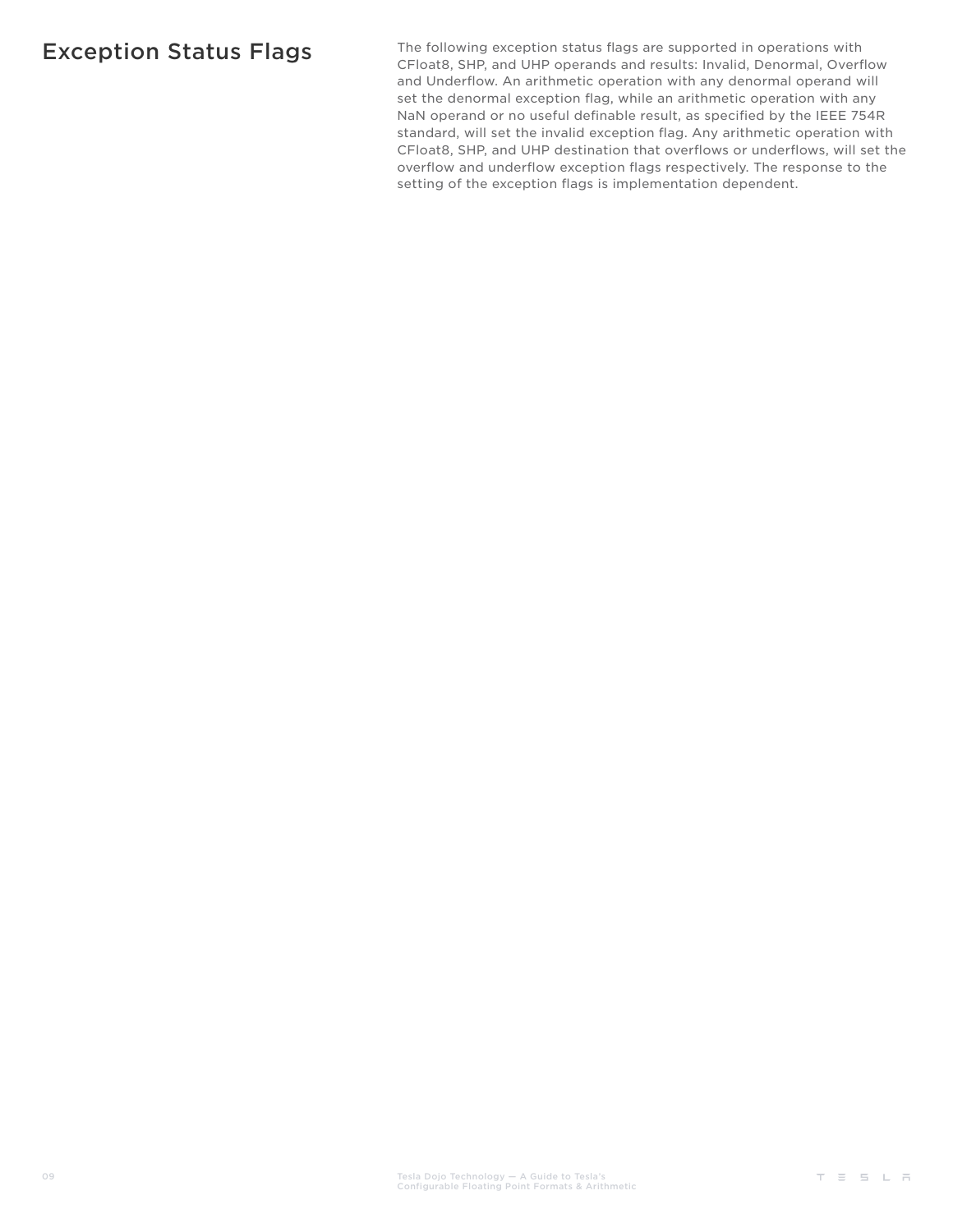## Exception Status Flags

The following exception status flags are supported in operations with CFloat8, SHP, and UHP operands and results: Invalid, Denormal, Overflow and Underflow. An arithmetic operation with any denormal operand will set the denormal exception flag, while an arithmetic operation with any NaN operand or no useful definable result, as specified by the IEEE 754R standard, will set the invalid exception flag. Any arithmetic operation with CFloat8, SHP, and UHP destination that overflows or underflows, will set the overflow and underflow exception flags respectively. The response to the setting of the exception flags is implementation dependent.